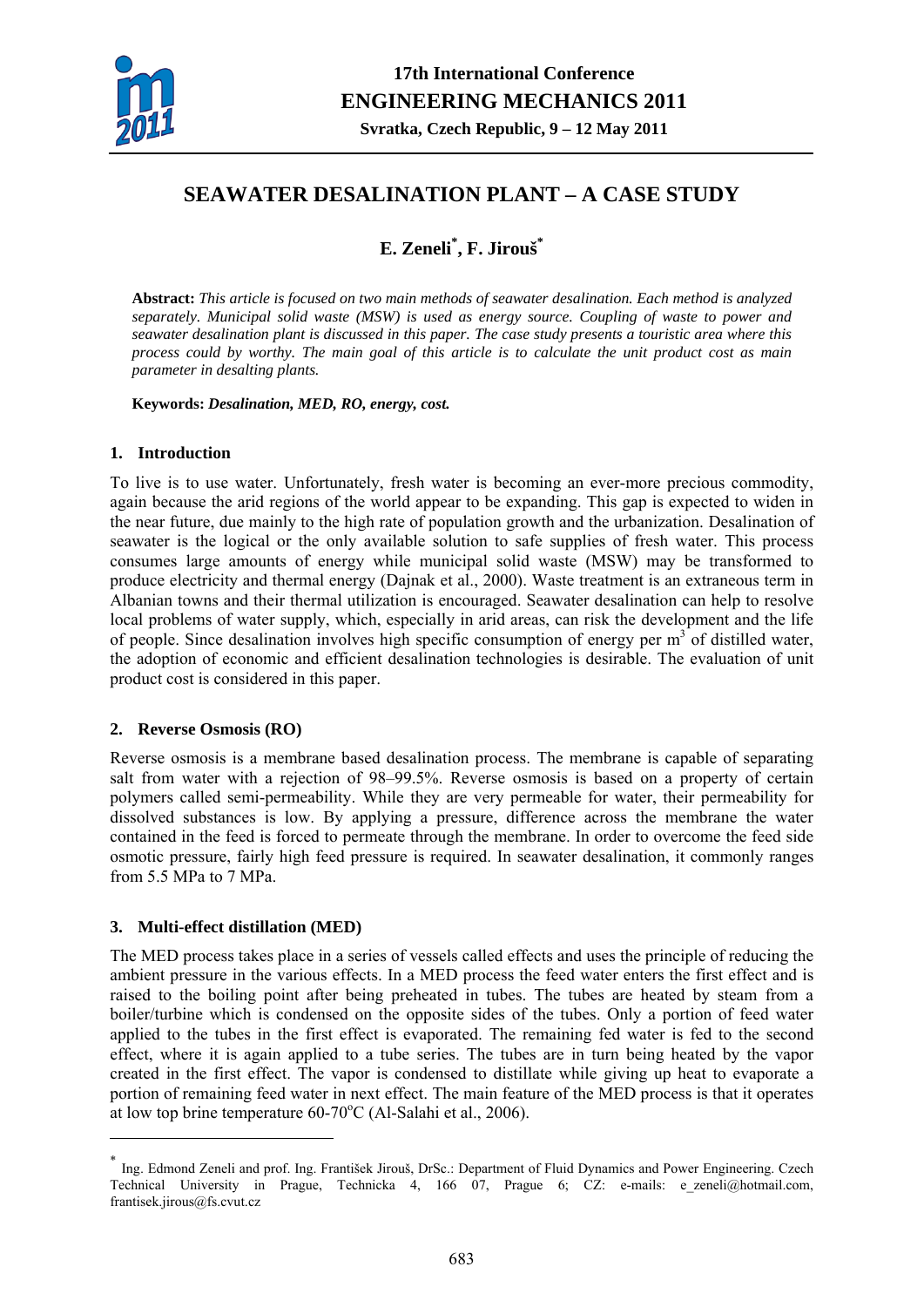# SEAWATER DESALINATION PLANT – A CASE STUDY

## E. Zeneli[*], F. Jirouš[*]

**Abstract:** *This article is focused on two main methods of seawater desalination. Each method is analyzed separately. Municipal solid waste (MSW) is used as energy source. Coupling of waste to power and seawater desalination plant is discussed in this paper. The case study presents a touristic area where this process could by worthy. The main goal of this article is to calculate the unit product cost as main parameter in desalting plants.*

**Keywords:** ***Desalination, MED, RO, energy, cost.***

### 1. Introduction

To live is to use water. Unfortunately, fresh water is becoming an ever-more precious commodity, again because the arid regions of the world appear to be expanding. This gap is expected to widen in the near future, due mainly to the high rate of population growth and the urbanization. Desalination of seawater is the logical or the only available solution to safe supplies of fresh water. This process consumes large amounts of energy while municipal solid waste (MSW) may be transformed to produce electricity and thermal energy (Dajnak et al., 2000). Waste treatment is an extraneous term in Albanian towns and their thermal utilization is encouraged. Seawater desalination can help to resolve local problems of water supply, which, especially in arid areas, can risk the development and the life of people. Since desalination involves high specific consumption of energy per $m^3$ of distilled water, the adoption of economic and efficient desalination technologies is desirable. The evaluation of unit product cost is considered in this paper.

### 2. Reverse Osmosis (RO)

Reverse osmosis is a membrane based desalination process. The membrane is capable of separating salt from water with a rejection of 98–99.5%. Reverse osmosis is based on a property of certain polymers called semi-permeability. While they are very permeable for water, their permeability for dissolved substances is low. By applying a pressure, difference across the membrane the water contained in the feed is forced to permeate through the membrane. In order to overcome the feed side osmotic pressure, fairly high feed pressure is required. In seawater desalination, it commonly ranges from 5.5 MPa to 7 MPa.

### 3. Multi-effect distillation (MED)

The MED process takes place in a series of vessels called effects and uses the principle of reducing the ambient pressure in the various effects. In a MED process the feed water enters the first effect and is raised to the boiling point after being preheated in tubes. The tubes are heated by steam from a boiler/turbine which is condensed on the opposite sides of the tubes. Only a portion of feed water applied to the tubes in the first effect is evaporated. The remaining fed water is fed to the second effect, where it is again applied to a tube series. The tubes are in turn being heated by the vapor created in the first effect. The vapor is condensed to distillate while giving up heat to evaporate a portion of remaining feed water in next effect. The main feature of the MED process is that it operates at low top brine temperature 60-70$^{o}$C (Al-Salahi et al., 2006).

---

[*] Ing. Edmond Zeneli and prof. Ing. František Jirouš, DrSc.: Department of Fluid Dynamics and Power Engineering. Czech Technical University in Prague, Technicka 4, 166 07, Prague 6; CZ: e-mails: e_zeneli@hotmail.com, frantisek.jirous@fs.cvut.cz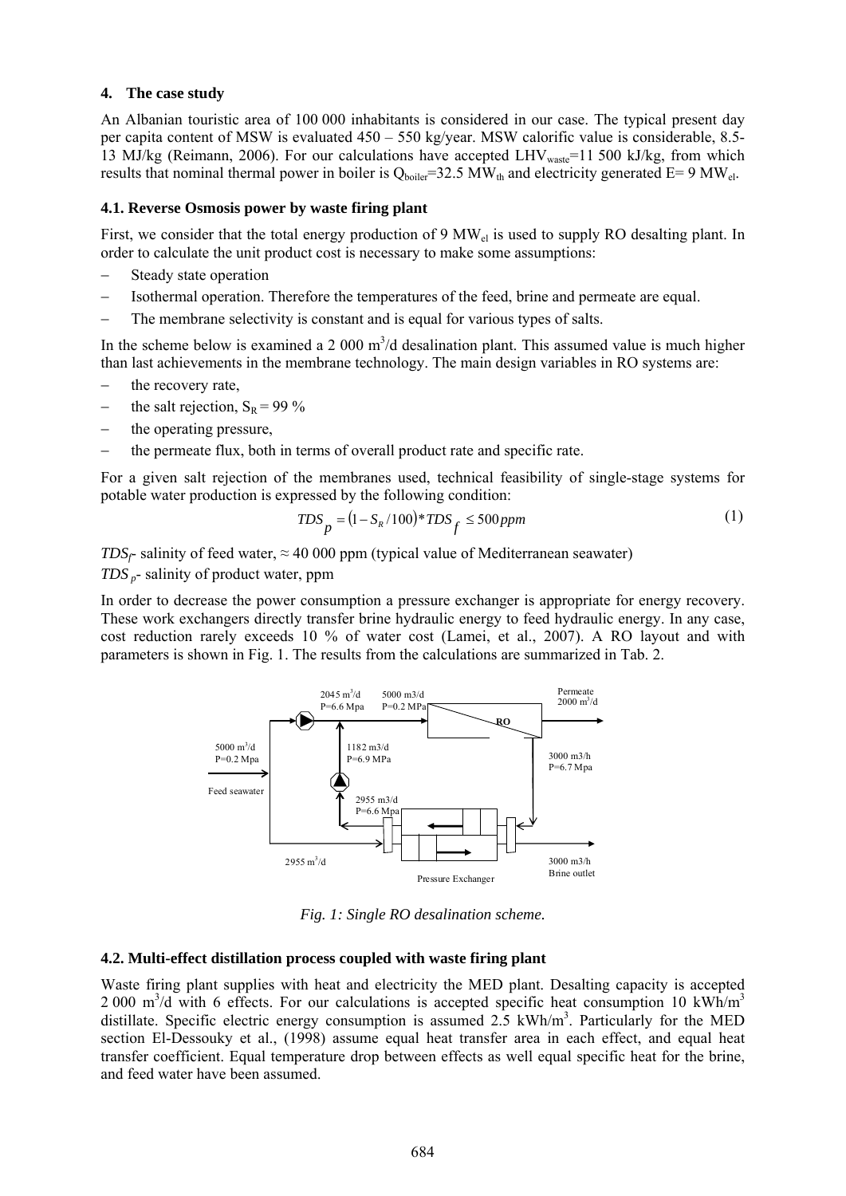## 4. The case study

An Albanian touristic area of 100 000 inhabitants is considered in our case. The typical present day per capita content of MSW is evaluated 450 – 550 kg/year. MSW calorific value is considerable, 8.5-13 MJ/kg (Reimann, 2006). For our calculations have accepted $LHV_{waste}$=11 500 kJ/kg, from which results that nominal thermal power in boiler is $Q_{boiler}$=32.5 $MW_{th}$ and electricity generated E= 9 $MW_{el}$.

### 4.1. Reverse Osmosis power by waste firing plant

First, we consider that the total energy production of 9 $MW_{el}$ is used to supply RO desalting plant. In order to calculate the unit product cost is necessary to make some assumptions:

- Steady state operation
- Isothermal operation. Therefore the temperatures of the feed, brine and permeate are equal.
- The membrane selectivity is constant and is equal for various types of salts.

In the scheme below is examined a 2 000 $m^3$/d desalination plant. This assumed value is much higher than last achievements in the membrane technology. The main design variables in RO systems are:

- the recovery rate,
- the salt rejection, $S_R$ = 99 %
- the operating pressure,
- the permeate flux, both in terms of overall product rate and specific rate.

For a given salt rejection of the membranes used, technical feasibility of single-stage systems for potable water production is expressed by the following condition:

$$TDS_p = (1 - S_R/100) * TDS_f \leq 500\,ppm \tag{1}$$

$TDS_f$- salinity of feed water, ≈ 40 000 ppm (typical value of Mediterranean seawater)

$TDS_p$- salinity of product water, ppm

In order to decrease the power consumption a pressure exchanger is appropriate for energy recovery. These work exchangers directly transfer brine hydraulic energy to feed hydraulic energy. In any case, cost reduction rarely exceeds 10 % of water cost (Lamei, et al., 2007). A RO layout and with parameters is shown in Fig. 1. The results from the calculations are summarized in Tab. 2.

*Fig. 1: Single RO desalination scheme.*

### 4.2. Multi-effect distillation process coupled with waste firing plant

Waste firing plant supplies with heat and electricity the MED plant. Desalting capacity is accepted 2 000 $m^3$/d with 6 effects. For our calculations is accepted specific heat consumption 10 kWh/$m^3$ distillate. Specific electric energy consumption is assumed 2.5 kWh/$m^3$. Particularly for the MED section El-Dessouky et al., (1998) assume equal heat transfer area in each effect, and equal heat transfer coefficient. Equal temperature drop between effects as well equal specific heat for the brine, and feed water have been assumed.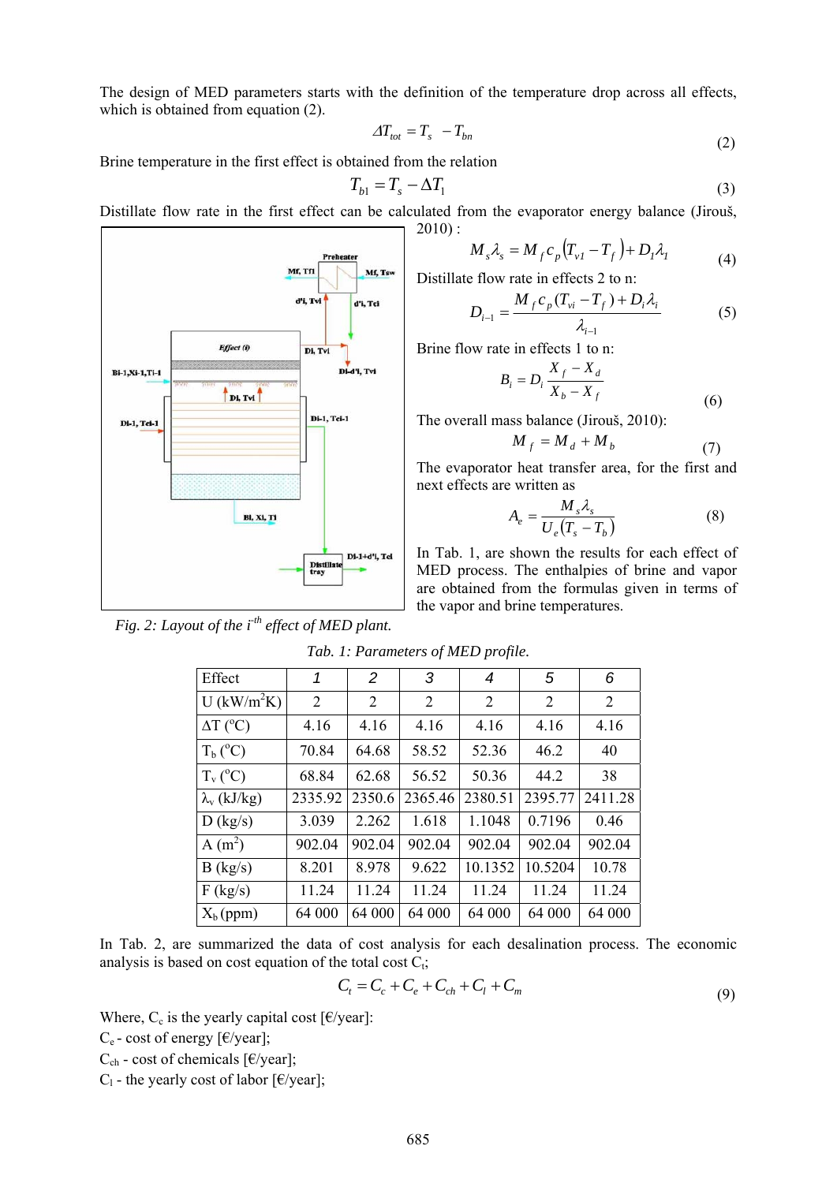The design of MED parameters starts with the definition of the temperature drop across all effects, which is obtained from equation (2).

$$\Delta T_{tot} = T_s - T_{bn} \tag{2}$$

Brine temperature in the first effect is obtained from the relation

$$T_{b1} = T_s - \Delta T_1 \tag{3}$$

Distillate flow rate in the first effect can be calculated from the evaporator energy balance (Jirouš, 2010) :

$$M_s \lambda_s = M_f c_p \left(T_{v1} - T_f\right) + D_1 \lambda_1 \tag{4}$$

Distillate flow rate in effects 2 to n:

$$D_{i-1} = \frac{M_f c_p (T_{vi} - T_f) + D_i \lambda_i}{\lambda_{i-1}} \tag{5}$$

Brine flow rate in effects 1 to n:

$$B_i = D_i \frac{X_f - X_d}{X_b - X_f} \tag{6}$$

The overall mass balance (Jirouš, 2010):

$$M_f = M_d + M_b \tag{7}$$

The evaporator heat transfer area, for the first and next effects are written as

$$A_e = \frac{M_s \lambda_s}{U_e \left(T_s - T_b\right)} \tag{8}$$

In Tab. 1, are shown the results for each effect of MED process. The enthalpies of brine and vapor are obtained from the formulas given in terms of the vapor and brine temperatures.

*Fig. 2: Layout of the i-th effect of MED plant.*

*Tab. 1: Parameters of MED profile.*

| Effect | 1 | 2 | 3 | 4 | 5 | 6 |
|---|---|---|---|---|---|---|
| U (kW/m$^2$K) | 2 | 2 | 2 | 2 | 2 | 2 |
| $\Delta$T (°C) | 4.16 | 4.16 | 4.16 | 4.16 | 4.16 | 4.16 |
| $T_b$ (°C) | 70.84 | 64.68 | 58.52 | 52.36 | 46.2 | 40 |
| $T_v$ (°C) | 68.84 | 62.68 | 56.52 | 50.36 | 44.2 | 38 |
| $\lambda_v$ (kJ/kg) | 2335.92 | 2350.6 | 2365.46 | 2380.51 | 2395.77 | 2411.28 |
| D (kg/s) | 3.039 | 2.262 | 1.618 | 1.1048 | 0.7196 | 0.46 |
| A (m$^2$) | 902.04 | 902.04 | 902.04 | 902.04 | 902.04 | 902.04 |
| B (kg/s) | 8.201 | 8.978 | 9.622 | 10.1352 | 10.5204 | 10.78 |
| F (kg/s) | 11.24 | 11.24 | 11.24 | 11.24 | 11.24 | 11.24 |
| $X_b$ (ppm) | 64 000 | 64 000 | 64 000 | 64 000 | 64 000 | 64 000 |

In Tab. 2, are summarized the data of cost analysis for each desalination process. The economic analysis is based on cost equation of the total cost $C_t$;

$$C_t = C_c + C_e + C_{ch} + C_l + C_m \tag{9}$$

Where, $C_c$ is the yearly capital cost [€/year]:
$C_e$ - cost of energy [€/year];
$C_{ch}$ - cost of chemicals [€/year];
$C_l$ - the yearly cost of labor [€/year];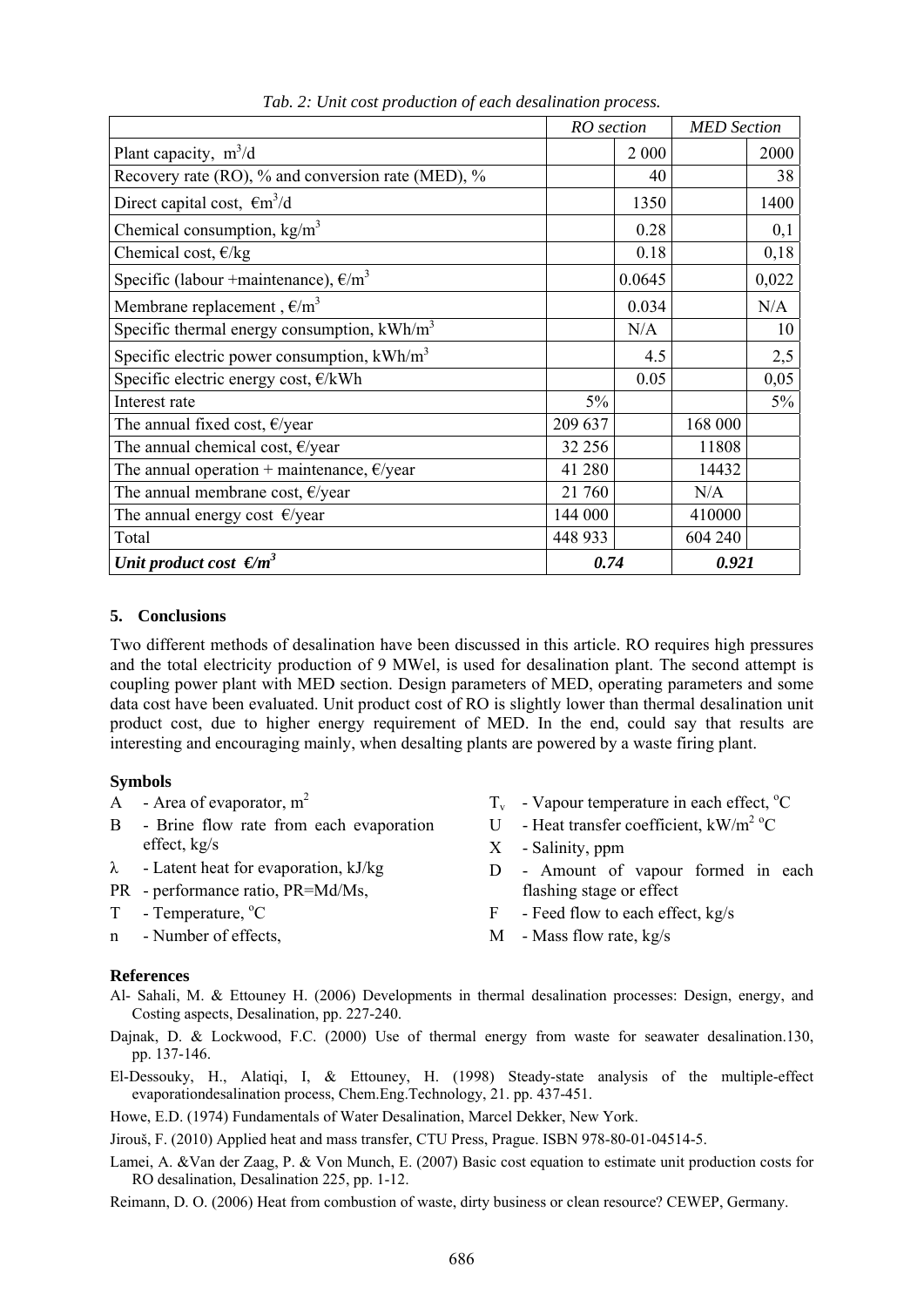*Tab. 2: Unit cost production of each desalination process.*

| | *RO section* | | *MED Section* | |
|---|---|---|---|---|
| Plant capacity, $m^3/d$ | | 2 000 | | 2000 |
| Recovery rate (RO), % and conversion rate (MED), % | | 40 | | 38 |
| Direct capital cost, €$m^3/d$ | | 1350 | | 1400 |
| Chemical consumption, $kg/m^3$ | | 0.28 | | 0,1 |
| Chemical cost, €/kg | | 0.18 | | 0,18 |
| Specific (labour +maintenance), €/$m^3$ | | 0.0645 | | 0,022 |
| Membrane replacement , €/$m^3$ | | 0.034 | | N/A |
| Specific thermal energy consumption, $kWh/m^3$ | | N/A | | 10 |
| Specific electric power consumption, $kWh/m^3$ | | 4.5 | | 2,5 |
| Specific electric energy cost, €/kWh | | 0.05 | | 0,05 |
| Interest rate | 5% | | | 5% |
| The annual fixed cost, €/year | 209 637 | | 168 000 | |
| The annual chemical cost, €/year | 32 256 | | 11808 | |
| The annual operation + maintenance, €/year | 41 280 | | 14432 | |
| The annual membrane cost, €/year | 21 760 | | N/A | |
| The annual energy cost €/year | 144 000 | | 410000 | |
| Total | 448 933 | | 604 240 | |
| ***Unit product cost €/$m^3$*** | ***0.74*** | | ***0.921*** | |

## 5. Conclusions

Two different methods of desalination have been discussed in this article. RO requires high pressures and the total electricity production of 9 MWel, is used for desalination plant. The second attempt is coupling power plant with MED section. Design parameters of MED, operating parameters and some data cost have been evaluated. Unit product cost of RO is slightly lower than thermal desalination unit product cost, due to higher energy requirement of MED. In the end, could say that results are interesting and encouraging mainly, when desalting plants are powered by a waste firing plant.

### Symbols

- A - Area of evaporator, $m^2$
- B - Brine flow rate from each evaporation effect, kg/s
- $\lambda$ - Latent heat for evaporation, kJ/kg
- PR - performance ratio, PR=Md/Ms,
- T - Temperature, °C
- n - Number of effects,
- $T_v$ - Vapour temperature in each effect, °C
- U - Heat transfer coefficient, $kW/m^2$ °C
- X - Salinity, ppm
- D - Amount of vapour formed in each flashing stage or effect
- F - Feed flow to each effect, kg/s
- M - Mass flow rate, kg/s

### References

Al- Sahali, M. & Ettouney H. (2006) Developments in thermal desalination processes: Design, energy, and Costing aspects, Desalination, pp. 227-240.

Dajnak, D. & Lockwood, F.C. (2000) Use of thermal energy from waste for seawater desalination.130, pp. 137-146.

El-Dessouky, H., Alatiqi, I, & Ettouney, H. (1998) Steady-state analysis of the multiple-effect evaporationdesalination process, Chem.Eng.Technology, 21. pp. 437-451.

Howe, E.D. (1974) Fundamentals of Water Desalination, Marcel Dekker, New York.

Jirouš, F. (2010) Applied heat and mass transfer, CTU Press, Prague. ISBN 978-80-01-04514-5.

Lamei, A. &Van der Zaag, P. & Von Munch, E. (2007) Basic cost equation to estimate unit production costs for RO desalination, Desalination 225, pp. 1-12.

Reimann, D. O. (2006) Heat from combustion of waste, dirty business or clean resource? CEWEP, Germany.